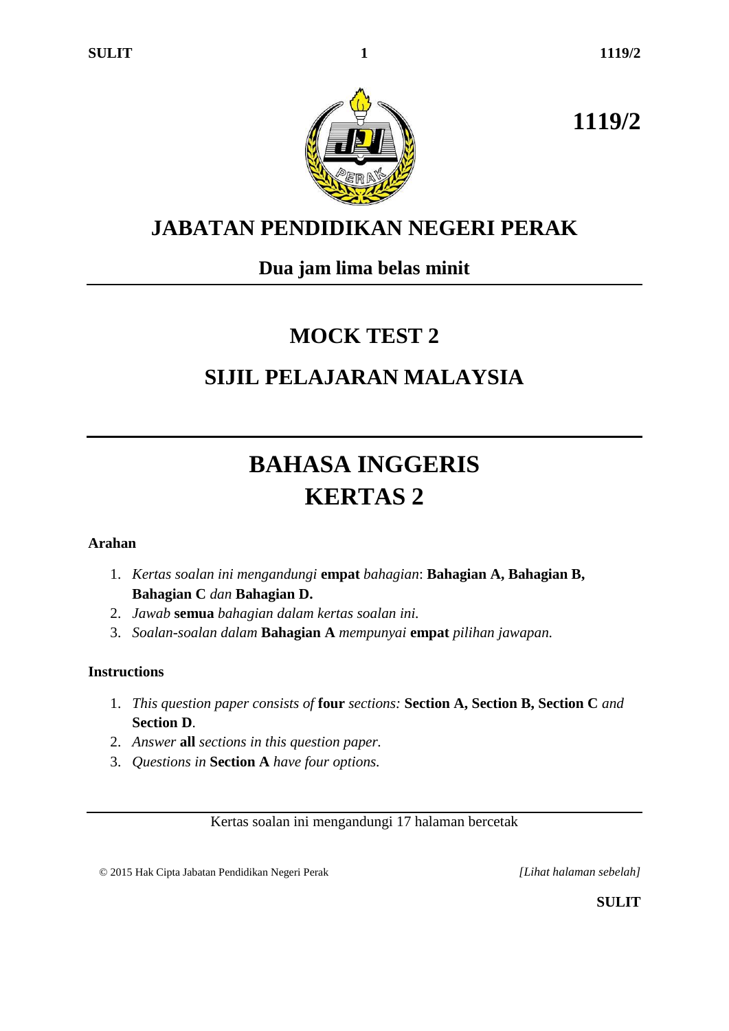**1119/2**

# JABATAN PENDIDIKAN NEGERI PERAK

## Dua jam lima belas minit

---

# MOCK TEST 2

# SIJIL PELAJARAN MALAYSIA

---

# BAHASA INGGERIS
# KERTAS 2

**Arahan**

1. *Kertas soalan ini mengandungi* **empat** *bahagian*: **Bahagian A, Bahagian B, Bahagian C** *dan* **Bahagian D.**
2. *Jawab* **semua** *bahagian dalam kertas soalan ini.*
3. *Soalan-soalan dalam* **Bahagian A** *mempunyai* **empat** *pilihan jawapan.*

**Instructions**

1. *This question paper consists of* **four** *sections:* **Section A, Section B, Section C** *and* **Section D**.
2. *Answer* **all** *sections in this question paper.*
3. *Questions in* **Section A** *have four options.*

---

Kertas soalan ini mengandungi 17 halaman bercetak

© 2015 Hak Cipta Jabatan Pendidikan Negeri Perak

*[Lihat halaman sebelah]*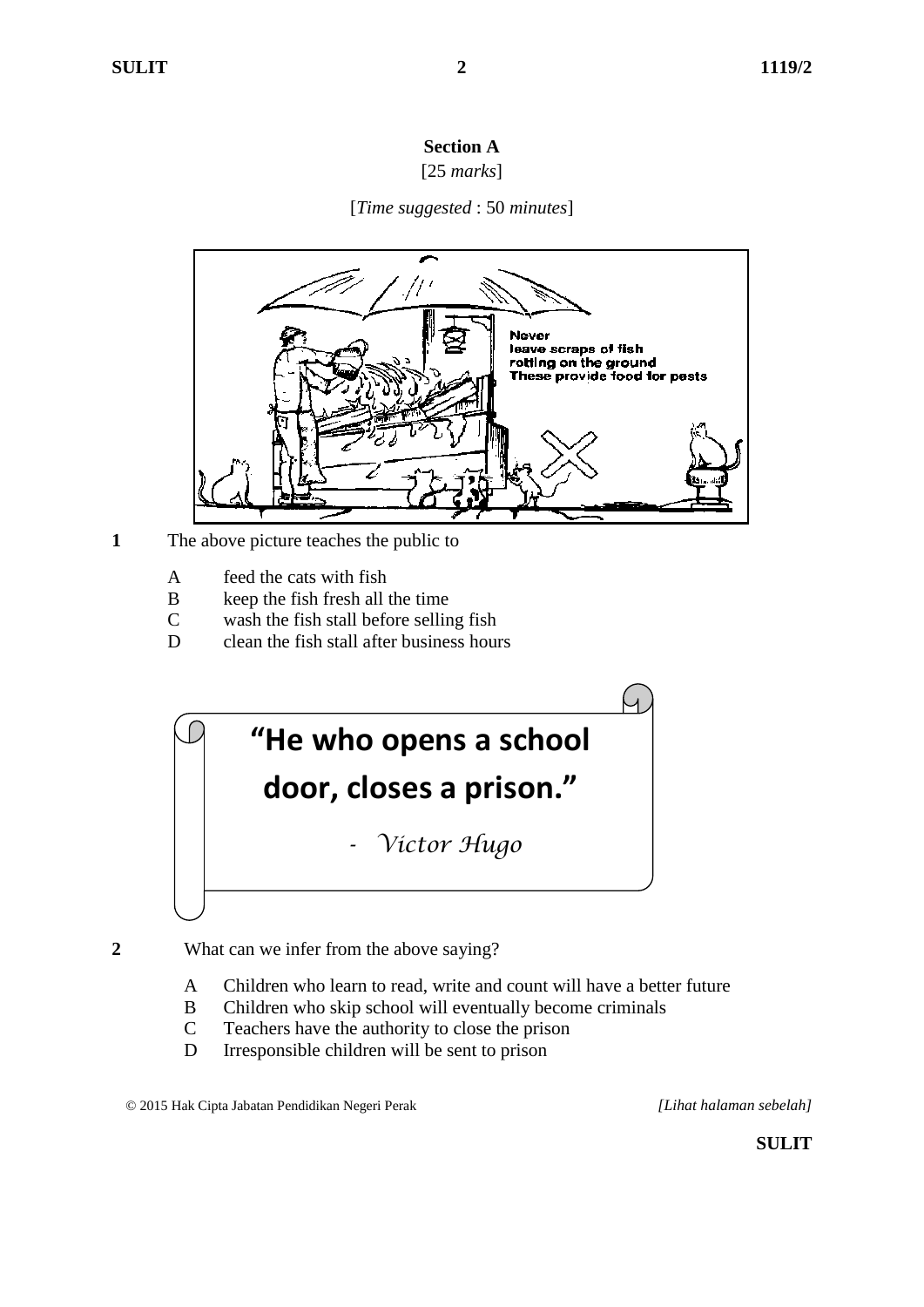## Section A

[25 *marks*]

[*Time suggested* : 50 *minutes*]

Never leave scraps of fish rotting on the ground These provide food for pests

**1** The above picture teaches the public to

A feed the cats with fish
B keep the fish fresh all the time
C wash the fish stall before selling fish
D clean the fish stall after business hours

**"He who opens a school door, closes a prison."**

*- Victor Hugo*

**2** What can we infer from the above saying?

A Children who learn to read, write and count will have a better future
B Children who skip school will eventually become criminals
C Teachers have the authority to close the prison
D Irresponsible children will be sent to prison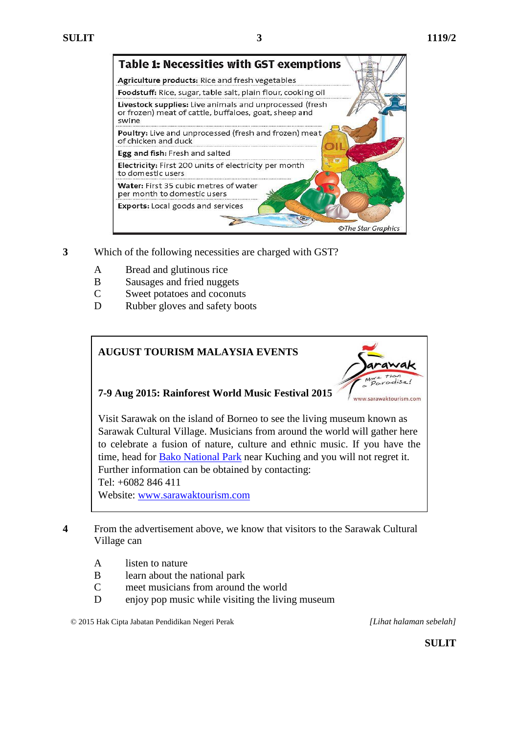**Table 1: Necessities with GST exemptions**

**Agriculture products:** Rice and fresh vegetables

**Foodstuff:** Rice, sugar, table salt, plain flour, cooking oil

**Livestock supplies:** Live animals and unprocessed (fresh or frozen) meat of cattle, buffaloes, goat, sheep and swine

**Poultry:** Live and unprocessed (fresh and frozen) meat of chicken and duck

**Egg and fish:** Fresh and salted

**Electricity:** First 200 units of electricity per month to domestic users

**Water:** First 35 cubic metres of water per month to domestic users

**Exports:** Local goods and services

©The Star Graphics

**3** Which of the following necessities are charged with GST?

A Bread and glutinous rice
B Sausages and fried nuggets
C Sweet potatoes and coconuts
D Rubber gloves and safety boots

---

**AUGUST TOURISM MALAYSIA EVENTS**

Sarawak More than a Paradise! www.sarawaktourism.com

**7-9 Aug 2015: Rainforest World Music Festival 2015**

Visit Sarawak on the island of Borneo to see the living museum known as Sarawak Cultural Village. Musicians from around the world will gather here to celebrate a fusion of nature, culture and ethnic music. If you have the time, head for Bako National Park near Kuching and you will not regret it.
Further information can be obtained by contacting:
Tel: +6082 846 411
Website: www.sarawaktourism.com

---

**4** From the advertisement above, we know that visitors to the Sarawak Cultural Village can

A listen to nature
B learn about the national park
C meet musicians from around the world
D enjoy pop music while visiting the living museum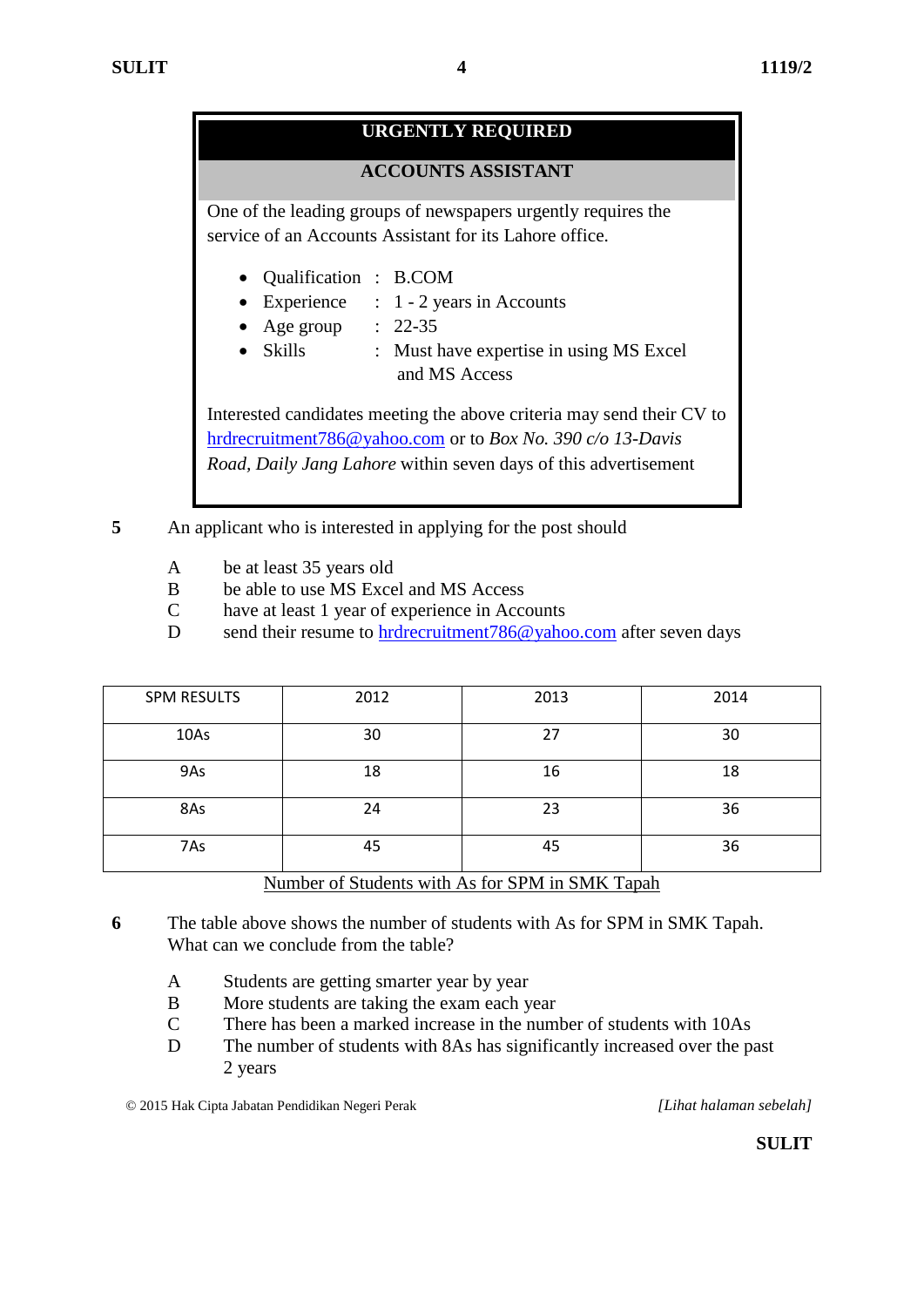**URGENTLY REQUIRED**

**ACCOUNTS ASSISTANT**

One of the leading groups of newspapers urgently requires the service of an Accounts Assistant for its Lahore office.

- Qualification : B.COM
- Experience : 1 - 2 years in Accounts
- Age group : 22-35
- Skills : Must have expertise in using MS Excel and MS Access

Interested candidates meeting the above criteria may send their CV to hrdrecruitment786@yahoo.com or to *Box No. 390 c/o 13-Davis Road, Daily Jang Lahore* within seven days of this advertisement

**5** An applicant who is interested in applying for the post should

A be at least 35 years old
B be able to use MS Excel and MS Access
C have at least 1 year of experience in Accounts
D send their resume to hrdrecruitment786@yahoo.com after seven days

| SPM RESULTS | 2012 | 2013 | 2014 |
|---|---|---|---|
| 10As | 30 | 27 | 30 |
| 9As | 18 | 16 | 18 |
| 8As | 24 | 23 | 36 |
| 7As | 45 | 45 | 36 |

Number of Students with As for SPM in SMK Tapah

**6** The table above shows the number of students with As for SPM in SMK Tapah. What can we conclude from the table?

A Students are getting smarter year by year
B More students are taking the exam each year
C There has been a marked increase in the number of students with 10As
D The number of students with 8As has significantly increased over the past 2 years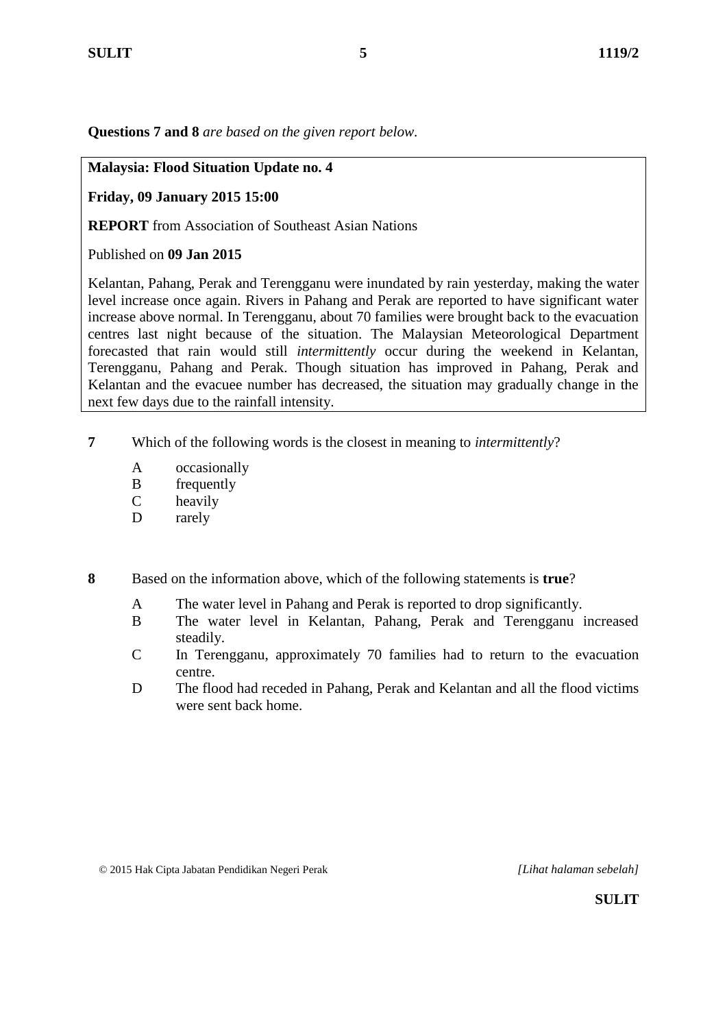**Questions 7 and 8** *are based on the given report below.*

**Malaysia: Flood Situation Update no. 4**

**Friday, 09 January 2015 15:00**

**REPORT** from Association of Southeast Asian Nations

Published on **09 Jan 2015**

Kelantan, Pahang, Perak and Terengganu were inundated by rain yesterday, making the water level increase once again. Rivers in Pahang and Perak are reported to have significant water increase above normal. In Terengganu, about 70 families were brought back to the evacuation centres last night because of the situation. The Malaysian Meteorological Department forecasted that rain would still *intermittently* occur during the weekend in Kelantan, Terengganu, Pahang and Perak. Though situation has improved in Pahang, Perak and Kelantan and the evacuee number has decreased, the situation may gradually change in the next few days due to the rainfall intensity.

**7** Which of the following words is the closest in meaning to *intermittently*?

A occasionally
B frequently
C heavily
D rarely

**8** Based on the information above, which of the following statements is **true**?

A The water level in Pahang and Perak is reported to drop significantly.
B The water level in Kelantan, Pahang, Perak and Terengganu increased steadily.
C In Terengganu, approximately 70 families had to return to the evacuation centre.
D The flood had receded in Pahang, Perak and Kelantan and all the flood victims were sent back home.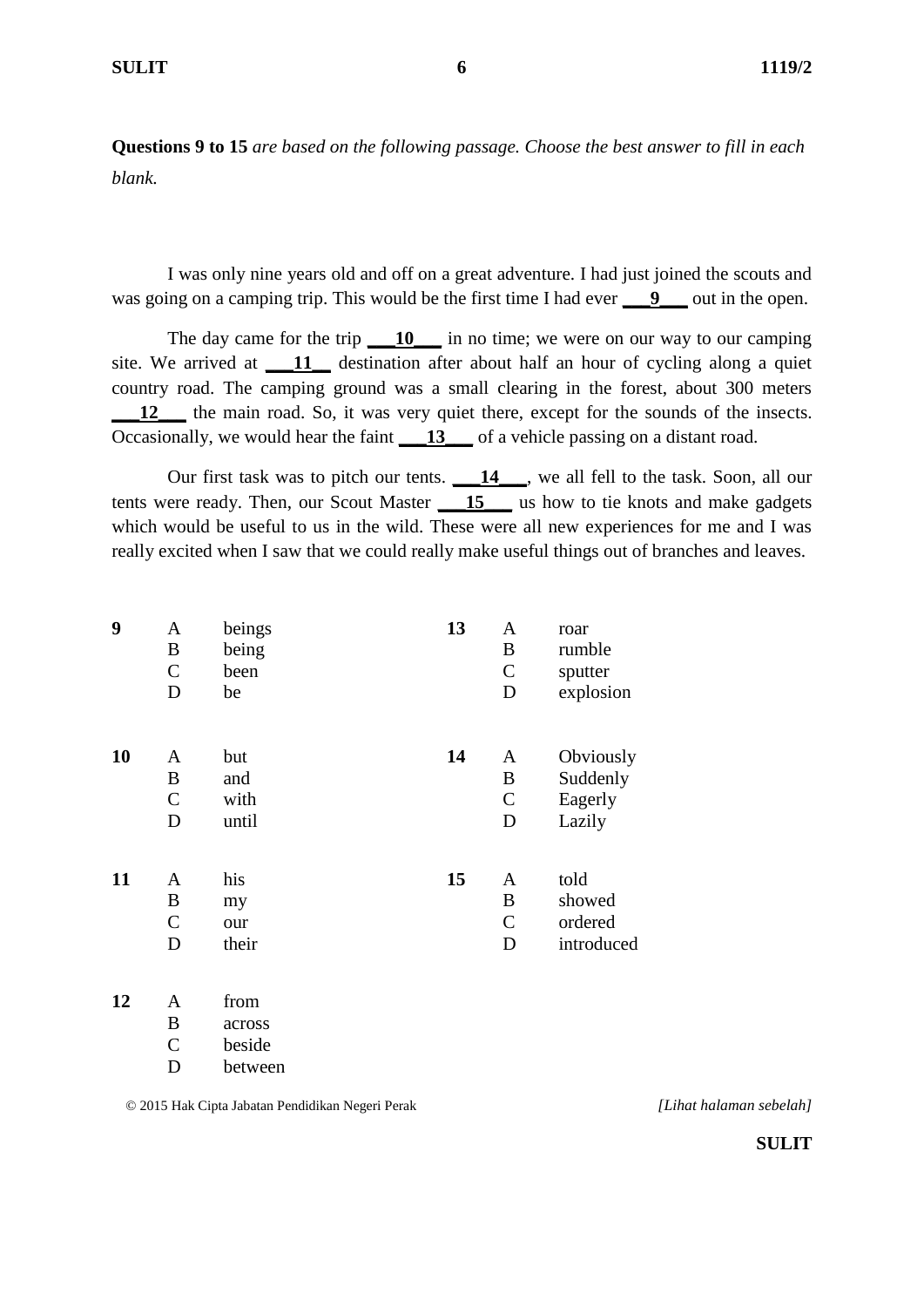**Questions 9 to 15** *are based on the following passage. Choose the best answer to fill in each blank.*

I was only nine years old and off on a great adventure. I had just joined the scouts and was going on a camping trip. This would be the first time I had ever ___**9**___ out in the open.

The day came for the trip ___**10**___ in no time; we were on our way to our camping site. We arrived at ___**11**__ destination after about half an hour of cycling along a quiet country road. The camping ground was a small clearing in the forest, about 300 meters ___**12**___ the main road. So, it was very quiet there, except for the sounds of the insects. Occasionally, we would hear the faint ___**13**___ of a vehicle passing on a distant road.

Our first task was to pitch our tents. ___**14**___, we all fell to the task. Soon, all our tents were ready. Then, our Scout Master ___**15**___ us how to tie knots and make gadgets which would be useful to us in the wild. These were all new experiences for me and I was really excited when I saw that we could really make useful things out of branches and leaves.

**9**
- A beings
- B being
- C been
- D be

**10**
- A but
- B and
- C with
- D until

**11**
- A his
- B my
- C our
- D their

**12**
- A from
- B across
- C beside
- D between

**13**
- A roar
- B rumble
- C sputter
- D explosion

**14**
- A Obviously
- B Suddenly
- C Eagerly
- D Lazily

**15**
- A told
- B showed
- C ordered
- D introduced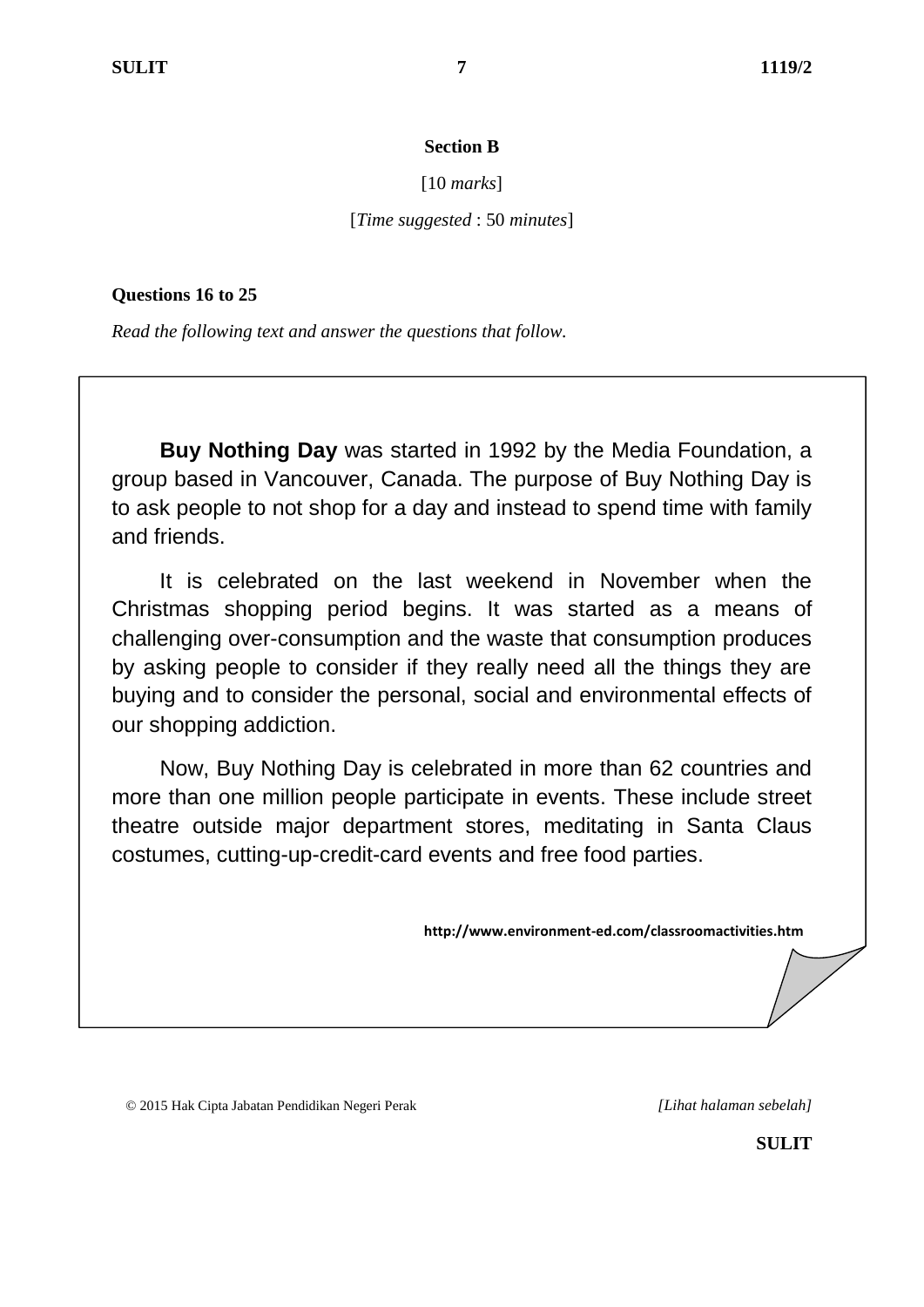**Section B**

[10 *marks*]

[*Time suggested* : 50 *minutes*]

**Questions 16 to 25**

*Read the following text and answer the questions that follow.*

**Buy Nothing Day** was started in 1992 by the Media Foundation, a group based in Vancouver, Canada. The purpose of Buy Nothing Day is to ask people to not shop for a day and instead to spend time with family and friends.

It is celebrated on the last weekend in November when the Christmas shopping period begins. It was started as a means of challenging over-consumption and the waste that consumption produces by asking people to consider if they really need all the things they are buying and to consider the personal, social and environmental effects of our shopping addiction.

Now, Buy Nothing Day is celebrated in more than 62 countries and more than one million people participate in events. These include street theatre outside major department stores, meditating in Santa Claus costumes, cutting-up-credit-card events and free food parties.

**http://www.environment-ed.com/classroomactivities.htm**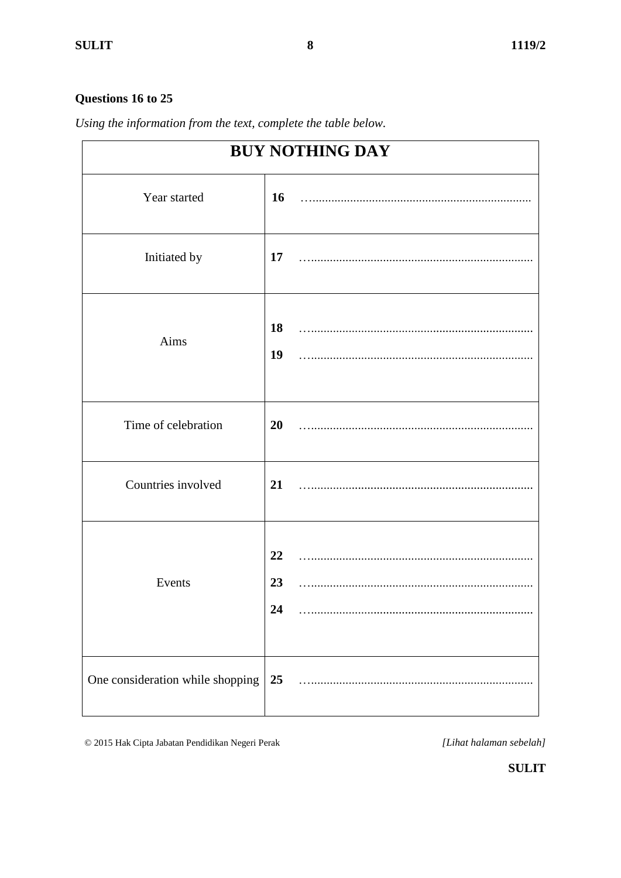**Questions 16 to 25**

*Using the information from the text, complete the table below.*

| BUY NOTHING DAY | |
|---|---|
| Year started | **16** ……………………………………………… |
| Initiated by | **17** ……………………………………………… |
| Aims | **18** ……………………………………………… <br> **19** ……………………………………………… |
| Time of celebration | **20** ……………………………………………… |
| Countries involved | **21** ……………………………………………… |
| Events | **22** ……………………………………………… <br> **23** ……………………………………………… <br> **24** ……………………………………………… |
| One consideration while shopping | **25** ……………………………………………… |

© 2015 Hak Cipta Jabatan Pendidikan Negeri Perak

*[Lihat halaman sebelah]*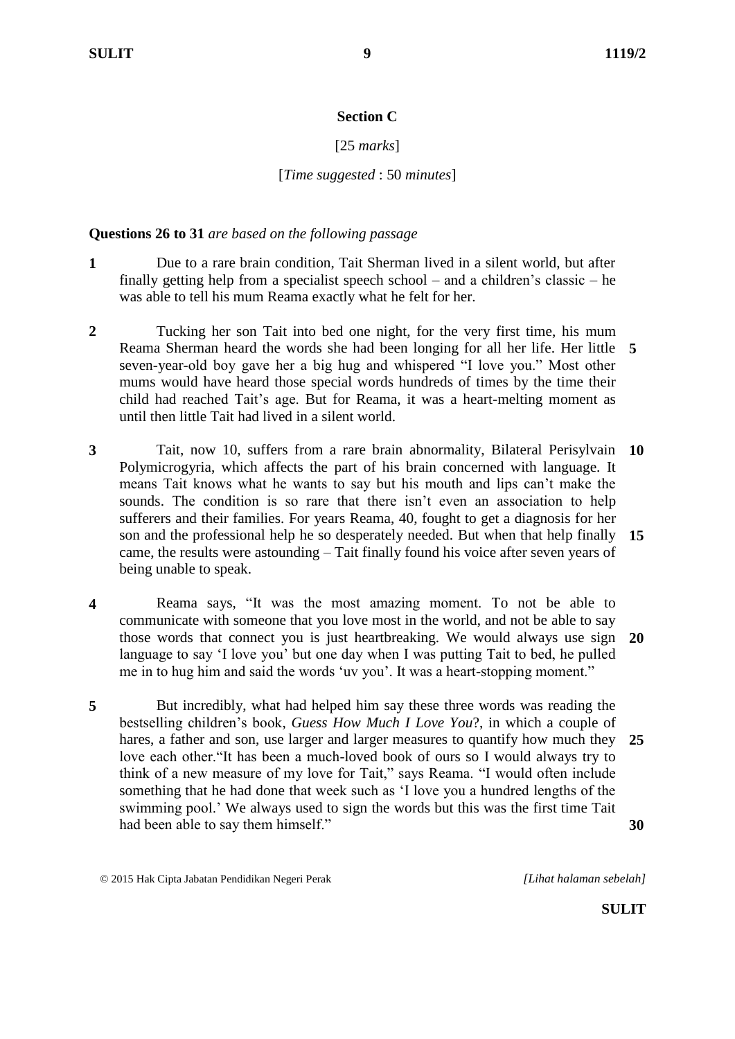## Section C

[25 *marks*]

[*Time suggested* : 50 *minutes*]

**Questions 26 to 31** *are based on the following passage*

**1** Due to a rare brain condition, Tait Sherman lived in a silent world, but after finally getting help from a specialist speech school – and a children's classic – he was able to tell his mum Reama exactly what he felt for her.

**2** Tucking her son Tait into bed one night, for the very first time, his mum Reama Sherman heard the words she had been longing for all her life. Her little **5** seven-year-old boy gave her a big hug and whispered "I love you." Most other mums would have heard those special words hundreds of times by the time their child had reached Tait's age. But for Reama, it was a heart-melting moment as until then little Tait had lived in a silent world.

**3** Tait, now 10, suffers from a rare brain abnormality, Bilateral Perisylvain **10** Polymicrogyria, which affects the part of his brain concerned with language. It means Tait knows what he wants to say but his mouth and lips can't make the sounds. The condition is so rare that there isn't even an association to help sufferers and their families. For years Reama, 40, fought to get a diagnosis for her son and the professional help he so desperately needed. But when that help finally **15** came, the results were astounding – Tait finally found his voice after seven years of being unable to speak.

**4** Reama says, "It was the most amazing moment. To not be able to communicate with someone that you love most in the world, and not be able to say those words that connect you is just heartbreaking. We would always use sign **20** language to say 'I love you' but one day when I was putting Tait to bed, he pulled me in to hug him and said the words 'uv you'. It was a heart-stopping moment."

**5** But incredibly, what had helped him say these three words was reading the bestselling children's book, *Guess How Much I Love You*?, in which a couple of hares, a father and son, use larger and larger measures to quantify how much they **25** love each other."It has been a much-loved book of ours so I would always try to think of a new measure of my love for Tait," says Reama. "I would often include something that he had done that week such as 'I love you a hundred lengths of the swimming pool.' We always used to sign the words but this was the first time Tait had been able to say them himself." **30**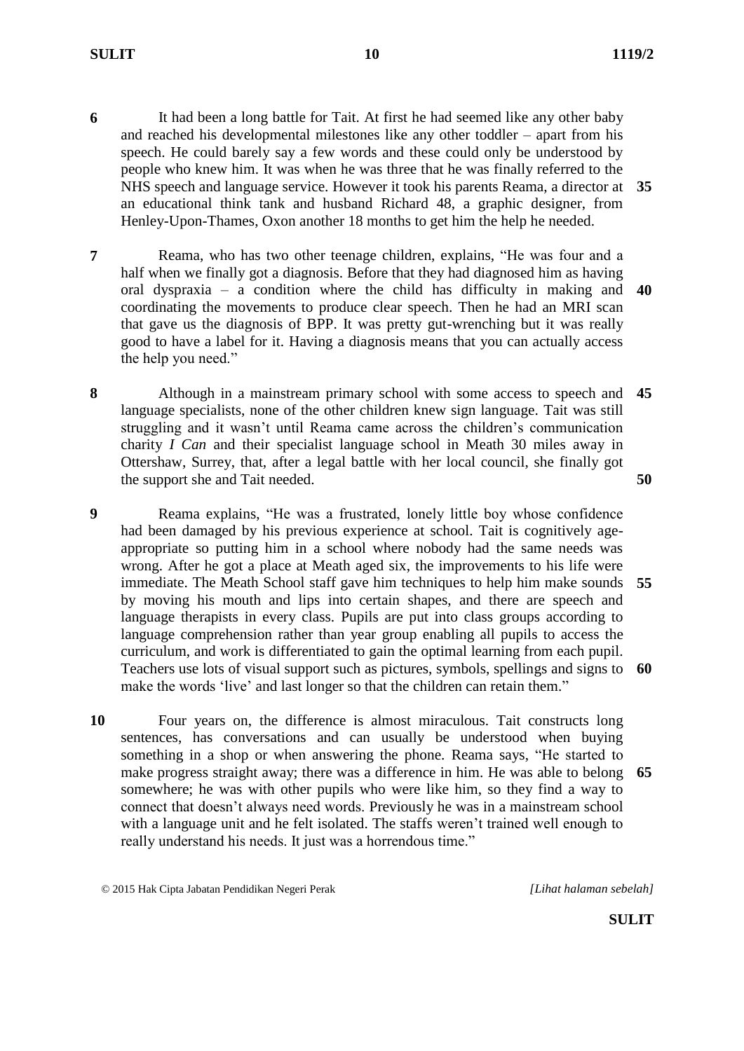**6** It had been a long battle for Tait. At first he had seemed like any other baby and reached his developmental milestones like any other toddler – apart from his speech. He could barely say a few words and these could only be understood by people who knew him. It was when he was three that he was finally referred to the NHS speech and language service. However it took his parents Reama, a director at an educational think tank and husband Richard 48, a graphic designer, from Henley-Upon-Thames, Oxon another 18 months to get him the help he needed. **35**

**7** Reama, who has two other teenage children, explains, "He was four and a half when we finally got a diagnosis. Before that they had diagnosed him as having oral dyspraxia – a condition where the child has difficulty in making and coordinating the movements to produce clear speech. Then he had an MRI scan that gave us the diagnosis of BPP. It was pretty gut-wrenching but it was really good to have a label for it. Having a diagnosis means that you can actually access the help you need." **40**

**8** Although in a mainstream primary school with some access to speech and language specialists, none of the other children knew sign language. Tait was still struggling and it wasn't until Reama came across the children's communication charity *I Can* and their specialist language school in Meath 30 miles away in Ottershaw, Surrey, that, after a legal battle with her local council, she finally got the support she and Tait needed. **45** **50**

**9** Reama explains, "He was a frustrated, lonely little boy whose confidence had been damaged by his previous experience at school. Tait is cognitively age-appropriate so putting him in a school where nobody had the same needs was wrong. After he got a place at Meath aged six, the improvements to his life were immediate. The Meath School staff gave him techniques to help him make sounds by moving his mouth and lips into certain shapes, and there are speech and language therapists in every class. Pupils are put into class groups according to language comprehension rather than year group enabling all pupils to access the curriculum, and work is differentiated to gain the optimal learning from each pupil. Teachers use lots of visual support such as pictures, symbols, spellings and signs to make the words 'live' and last longer so that the children can retain them." **55** **60**

**10** Four years on, the difference is almost miraculous. Tait constructs long sentences, has conversations and can usually be understood when buying something in a shop or when answering the phone. Reama says, "He started to make progress straight away; there was a difference in him. He was able to belong somewhere; he was with other pupils who were like him, so they find a way to connect that doesn't always need words. Previously he was in a mainstream school with a language unit and he felt isolated. The staffs weren't trained well enough to really understand his needs. It just was a horrendous time." **65**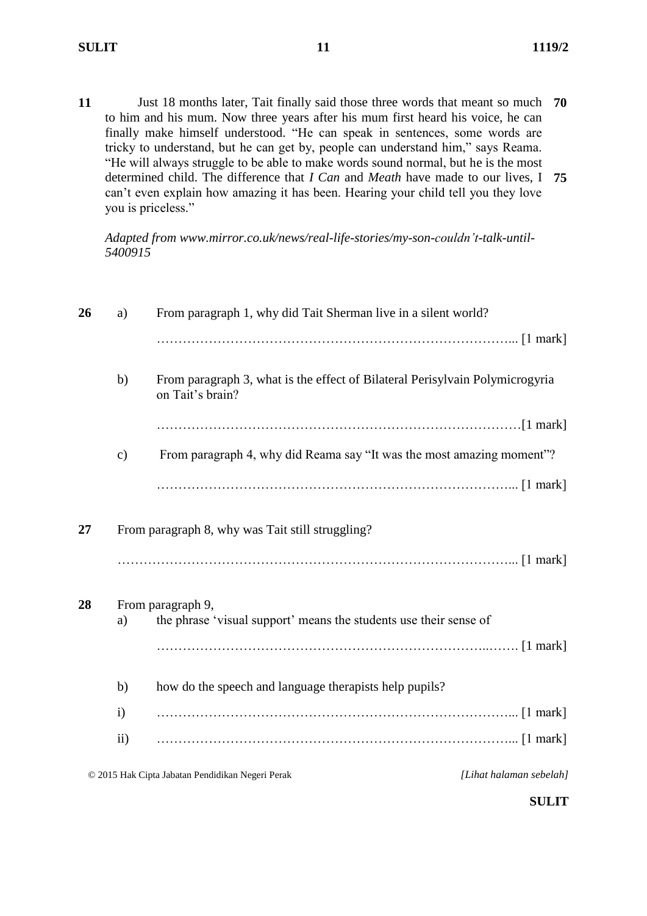**11** Just 18 months later, Tait finally said those three words that meant so much to him and his mum. Now three years after his mum first heard his voice, he can finally make himself understood. "He can speak in sentences, some words are tricky to understand, but he can get by, people can understand him," says Reama. "He will always struggle to be able to make words sound normal, but he is the most determined child. The difference that *I Can* and *Meath* have made to our lives, I can't even explain how amazing it has been. Hearing your child tell you they love you is priceless." **70** **75**

*Adapted from www.mirror.co.uk/news/real-life-stories/my-son-couldn't-talk-until-5400915*

**26** a) From paragraph 1, why did Tait Sherman live in a silent world?

………………………………………………………………………... [1 mark]

b) From paragraph 3, what is the effect of Bilateral Perisylvain Polymicrogyria on Tait's brain?

…………………………………………………………………………[1 mark]

c) From paragraph 4, why did Reama say "It was the most amazing moment"?

………………………………………………………………………... [1 mark]

**27** From paragraph 8, why was Tait still struggling?

………………………………………………………………………………... [1 mark]

**28** From paragraph 9,

a) the phrase 'visual support' means the students use their sense of

…………………………………………………………………..……. [1 mark]

b) how do the speech and language therapists help pupils?

i) ………………………………………………………………………... [1 mark]

ii) ………………………………………………………………………... [1 mark]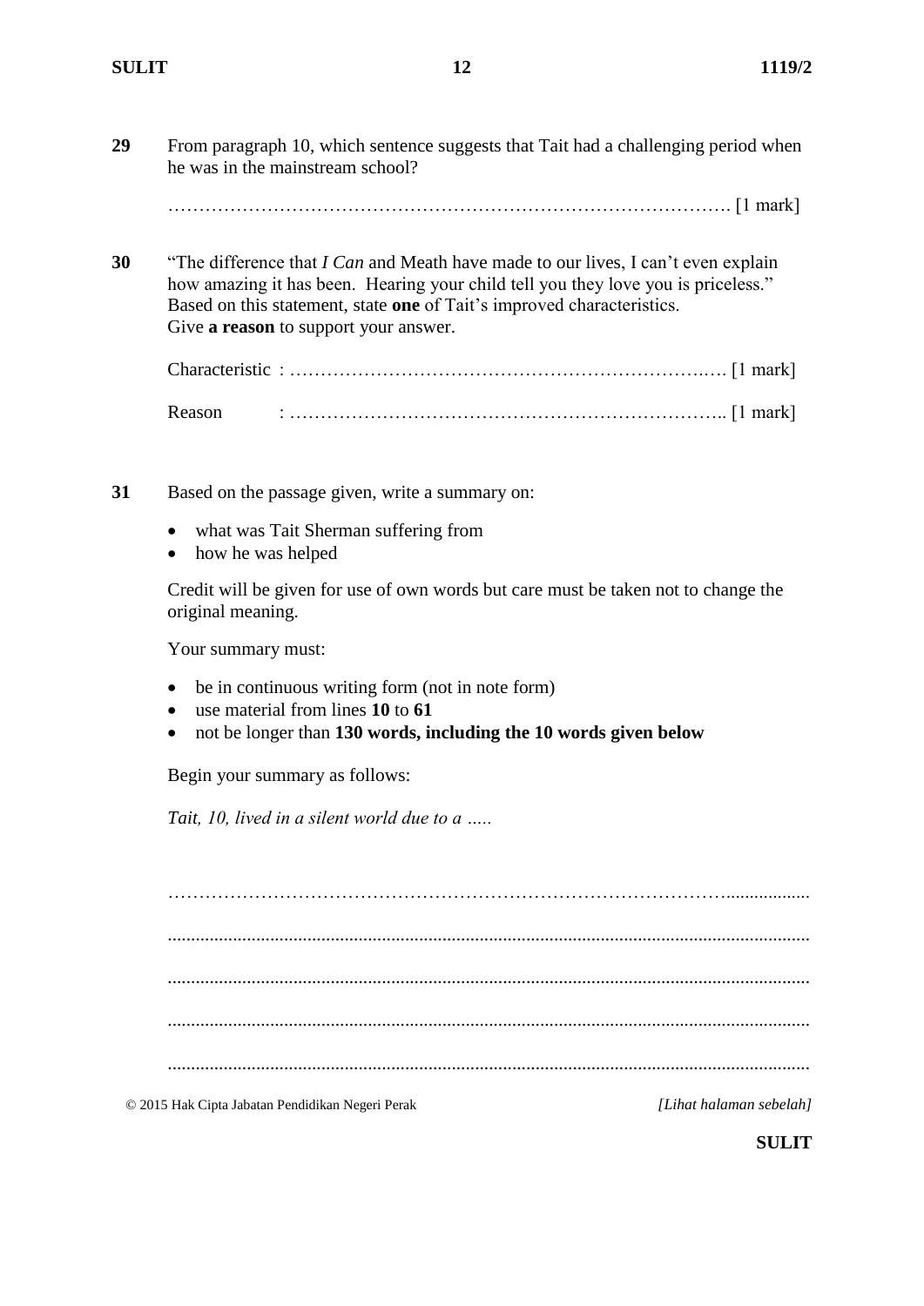**29** From paragraph 10, which sentence suggests that Tait had a challenging period when he was in the mainstream school?

………………………………………………………………………………. [1 mark]

**30** "The difference that *I Can* and Meath have made to our lives, I can't even explain how amazing it has been. Hearing your child tell you they love you is priceless." Based on this statement, state **one** of Tait's improved characteristics. Give **a reason** to support your answer.

Characteristic : ……………………………………………………………. [1 mark]

Reason : …………………………………………………………….. [1 mark]

**31** Based on the passage given, write a summary on:

- what was Tait Sherman suffering from
- how he was helped

Credit will be given for use of own words but care must be taken not to change the original meaning.

Your summary must:

- be in continuous writing form (not in note form)
- use material from lines **10** to **61**
- not be longer than **130 words, including the 10 words given below**

Begin your summary as follows:

*Tait, 10, lived in a silent world due to a …..*

……………………………………………………………………………………………

……………………………………………………………………………………………

……………………………………………………………………………………………

……………………………………………………………………………………………

……………………………………………………………………………………………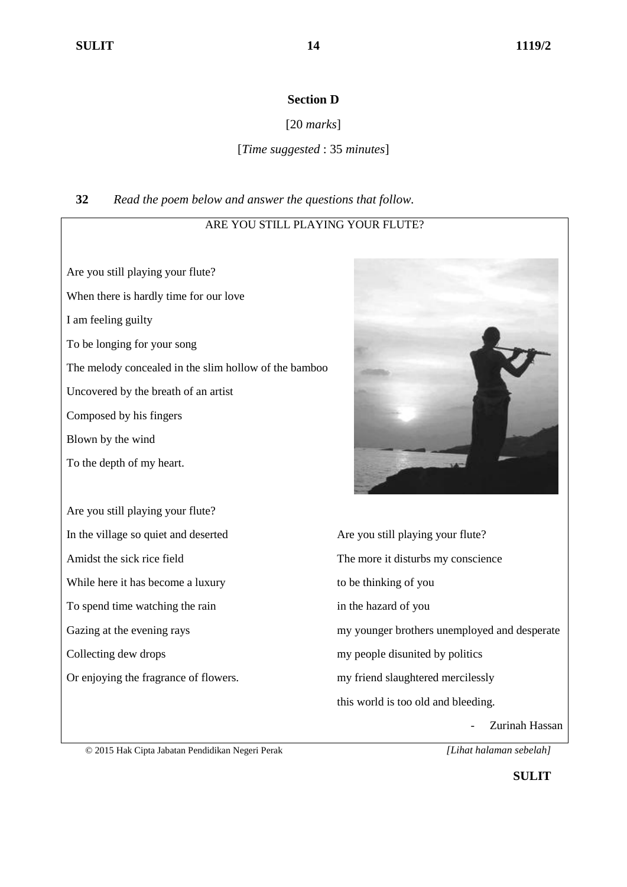## Section D

[20 *marks*]

[*Time suggested* : 35 *minutes*]

**32** *Read the poem below and answer the questions that follow.*

ARE YOU STILL PLAYING YOUR FLUTE?

Are you still playing your flute?
When there is hardly time for our love
I am feeling guilty
To be longing for your song
The melody concealed in the slim hollow of the bamboo
Uncovered by the breath of an artist
Composed by his fingers
Blown by the wind
To the depth of my heart.

Are you still playing your flute?
In the village so quiet and deserted
Amidst the sick rice field
While here it has become a luxury
To spend time watching the rain
Gazing at the evening rays
Collecting dew drops
Or enjoying the fragrance of flowers.

Are you still playing your flute?
The more it disturbs my conscience
to be thinking of you
in the hazard of you
my younger brothers unemployed and desperate
my people disunited by politics
my friend slaughtered mercilessly
this world is too old and bleeding.

\- Zurinah Hassan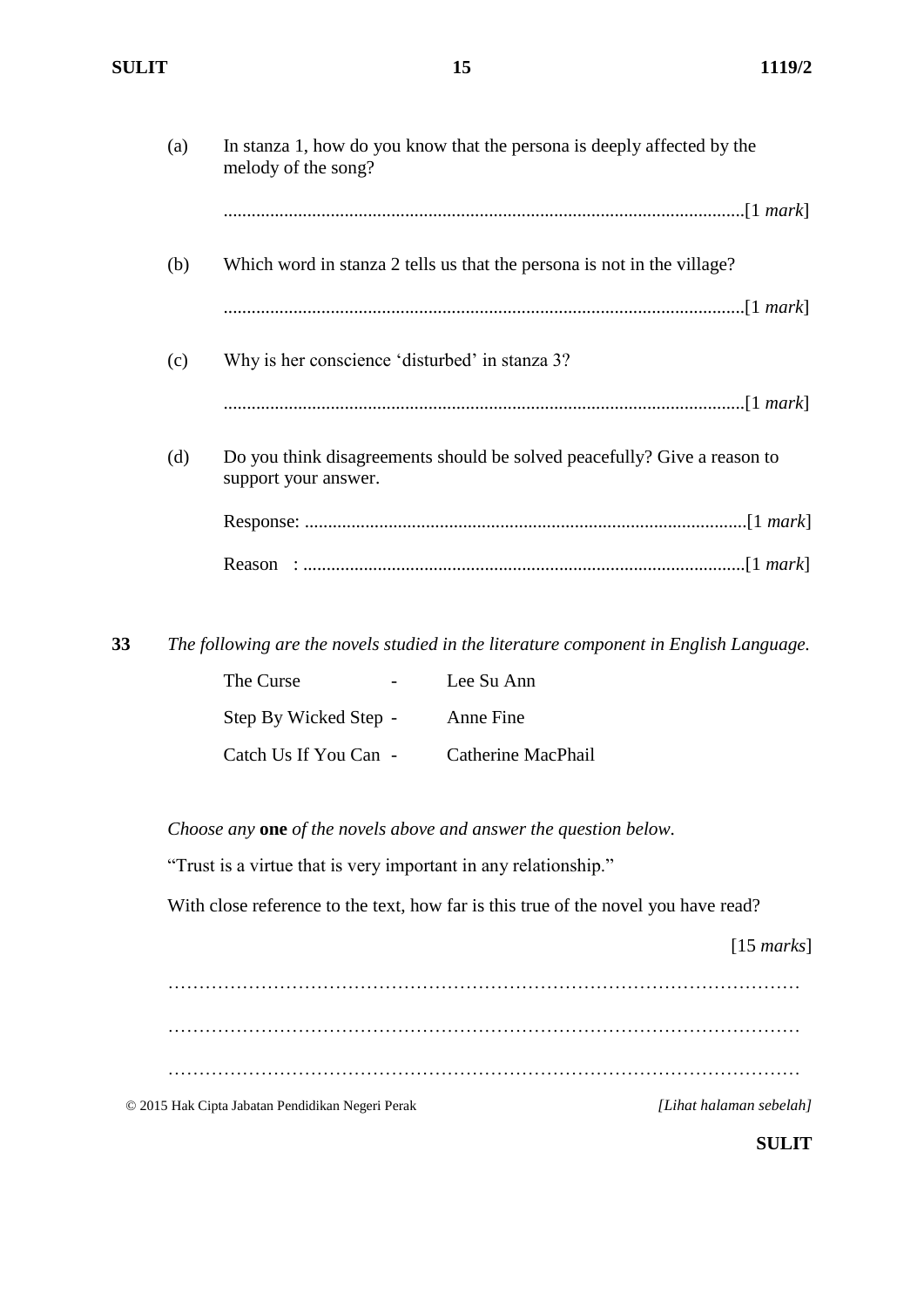(a) In stanza 1, how do you know that the persona is deeply affected by the melody of the song?

.............................................................................................................[1 *mark*]

(b) Which word in stanza 2 tells us that the persona is not in the village?

.............................................................................................................[1 *mark*]

(c) Why is her conscience 'disturbed' in stanza 3?

.............................................................................................................[1 *mark*]

(d) Do you think disagreements should be solved peacefully? Give a reason to support your answer.

Response: ..............................................................................................[1 *mark*]

Reason : ...............................................................................................[1 *mark*]

**33** *The following are the novels studied in the literature component in English Language.*

| | | |
|---|---|---|
| The Curse | - | Lee Su Ann |
| Step By Wicked Step | - | Anne Fine |
| Catch Us If You Can | - | Catherine MacPhail |

*Choose any* **one** *of the novels above and answer the question below.*

"Trust is a virtue that is very important in any relationship."

With close reference to the text, how far is this true of the novel you have read?

[15 *marks*]

…………………………………………………………………………………………

…………………………………………………………………………………………

…………………………………………………………………………………………

© 2015 Hak Cipta Jabatan Pendidikan Negeri Perak

*[Lihat halaman sebelah]*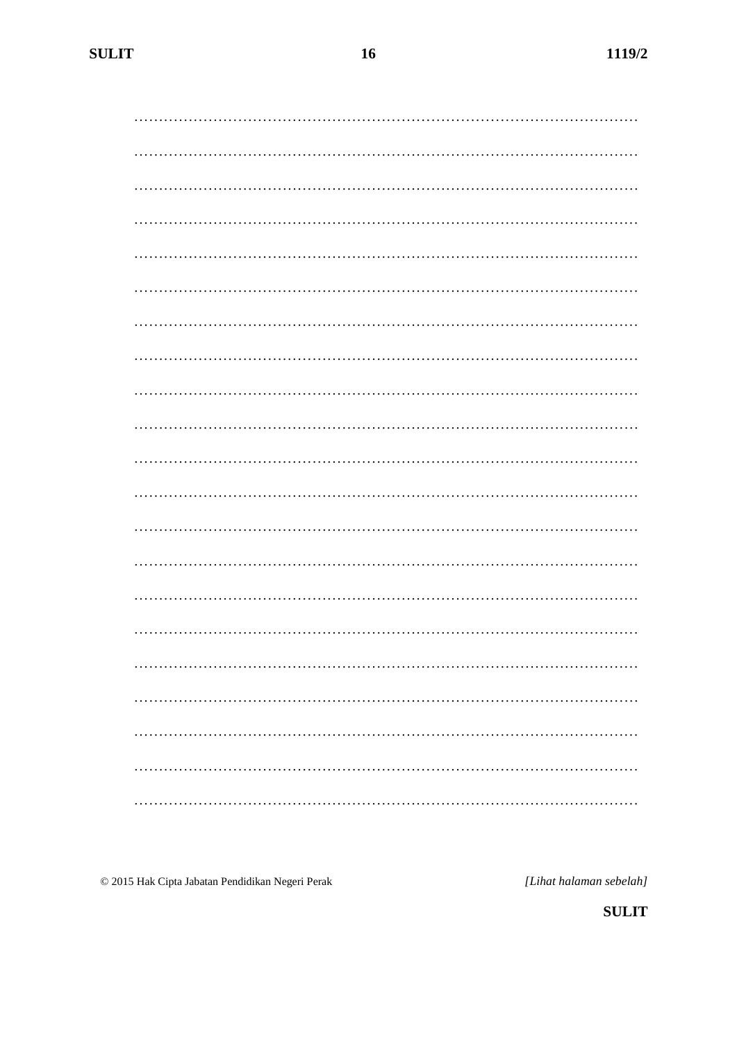…………………………………………………………………………………………

…………………………………………………………………………………………

…………………………………………………………………………………………

…………………………………………………………………………………………

…………………………………………………………………………………………

…………………………………………………………………………………………

…………………………………………………………………………………………

…………………………………………………………………………………………

…………………………………………………………………………………………

…………………………………………………………………………………………

…………………………………………………………………………………………

…………………………………………………………………………………………

…………………………………………………………………………………………

…………………………………………………………………………………………

…………………………………………………………………………………………

…………………………………………………………………………………………

…………………………………………………………………………………………

…………………………………………………………………………………………

…………………………………………………………………………………………

…………………………………………………………………………………………

…………………………………………………………………………………………

© 2015 Hak Cipta Jabatan Pendidikan Negeri Perak

*[Lihat halaman sebelah]*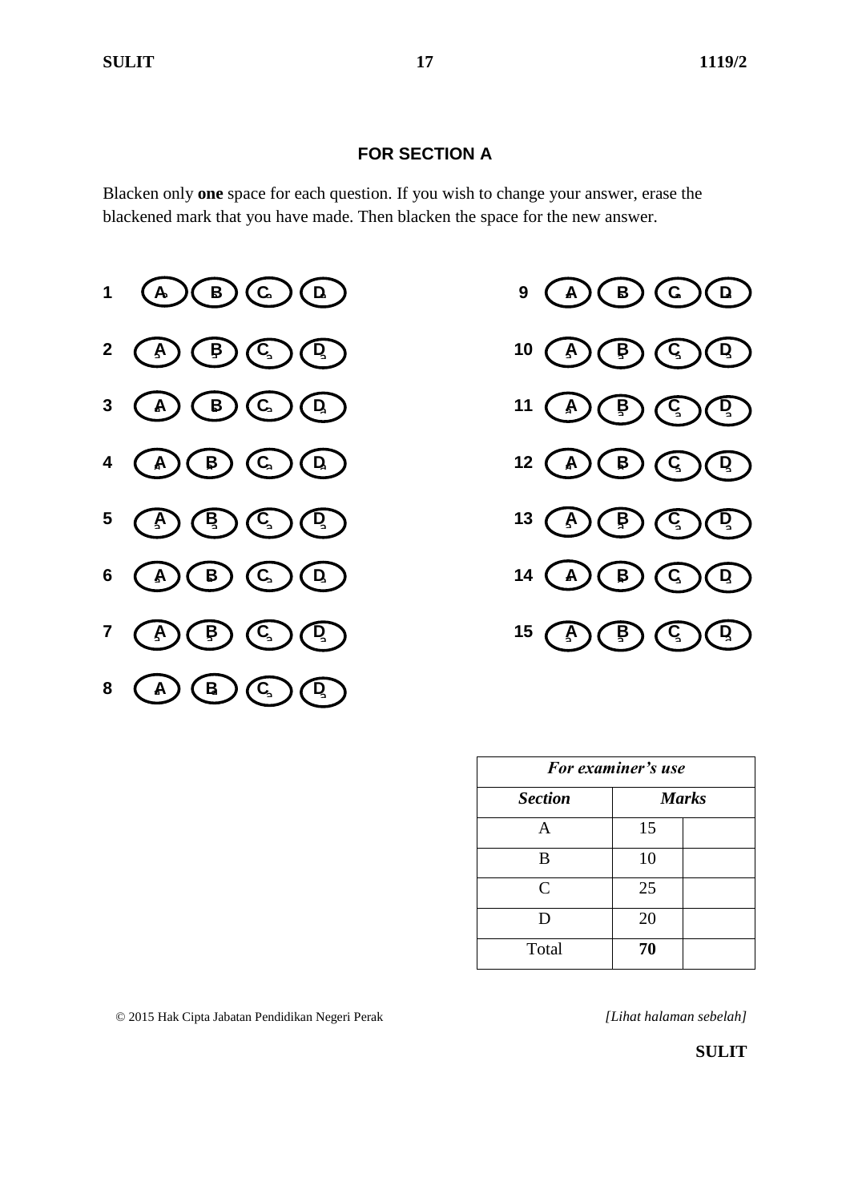## FOR SECTION A

Blacken only **one** space for each question. If you wish to change your answer, erase the blackened mark that you have made. Then blacken the space for the new answer.

1 (A) (B) (C) (D)

2 (A) (B) (C) (D)

3 (A) (B) (C) (D)

4 (A) (B) (C) (D)

5 (A) (B) (C) (D)

6 (A) (B) (C) (D)

7 (A) (B) (C) (D)

8 (A) (B) (C) (D)

9 (A) (B) (C) (D)

10 (A) (B) (C) (D)

11 (A) (B) (C) (D)

12 (A) (B) (C) (D)

13 (A) (B) (C) (D)

14 (A) (B) (C) (D)

15 (A) (B) (C) (D)

| *For examiner's use* | | |
|---|---|---|
| ***Section*** | ***Marks*** | |
| A | 15 | |
| B | 10 | |
| C | 25 | |
| D | 20 | |
| Total | **70** | |

© 2015 Hak Cipta Jabatan Pendidikan Negeri Perak

*[Lihat halaman sebelah]*